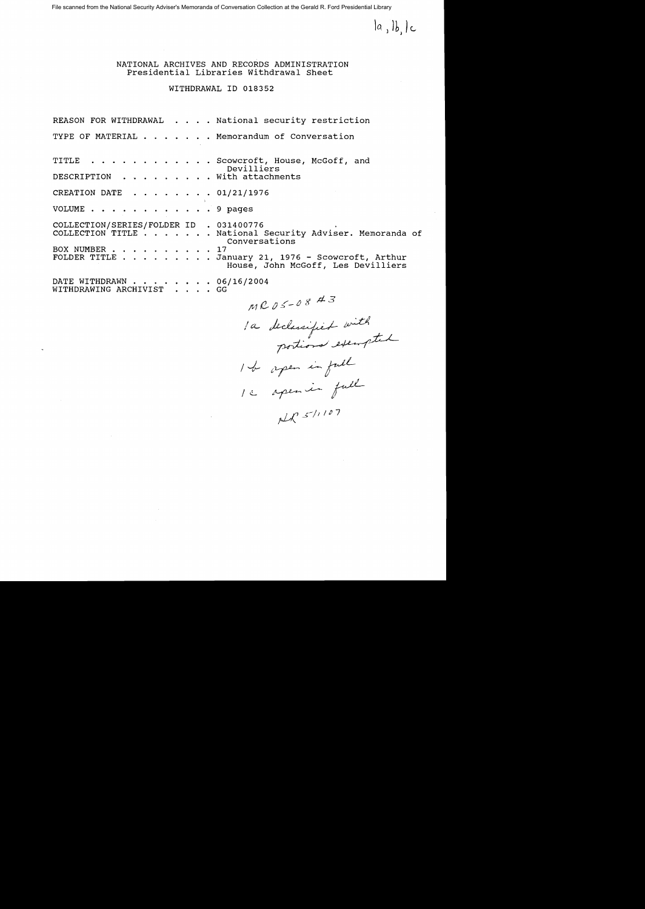File scanned from the National Security Adviser's Memoranda of Conversation Collection at the Gerald R. Ford Presidential Library

1a, 1b, 1c

NATIONAL ARCHIVES AND RECORDS ADMINISTRATION
Presidential Libraries Withdrawal Sheet

WITHDRAWAL ID 018352

REASON FOR WITHDRAWAL . . . . National security restriction

TYPE OF MATERIAL . . . . . . . Memorandum of Conversation

TITLE . . . . . . . . . . . . Scowcroft, House, McGoff, and Devilliers

DESCRIPTION . . . . . . . . . With attachments

CREATION DATE . . . . . . . . 01/21/1976

VOLUME . . . . . . . . . . . . 9 pages

COLLECTION/SERIES/FOLDER ID . 031400776

COLLECTION TITLE . . . . . . . National Security Adviser. Memoranda of Conversations

BOX NUMBER . . . . . . . . . . 17

FOLDER TITLE . . . . . . . . . January 21, 1976 - Scowcroft, Arthur House, John McGoff, Les Devilliers

DATE WITHDRAWN . . . . . . . . 06/16/2004

WITHDRAWING ARCHIVIST . . . . GG

MR 05-08 #3

1a declassified with portions exempted

1b open in full

1c open in full

HR 5/1/07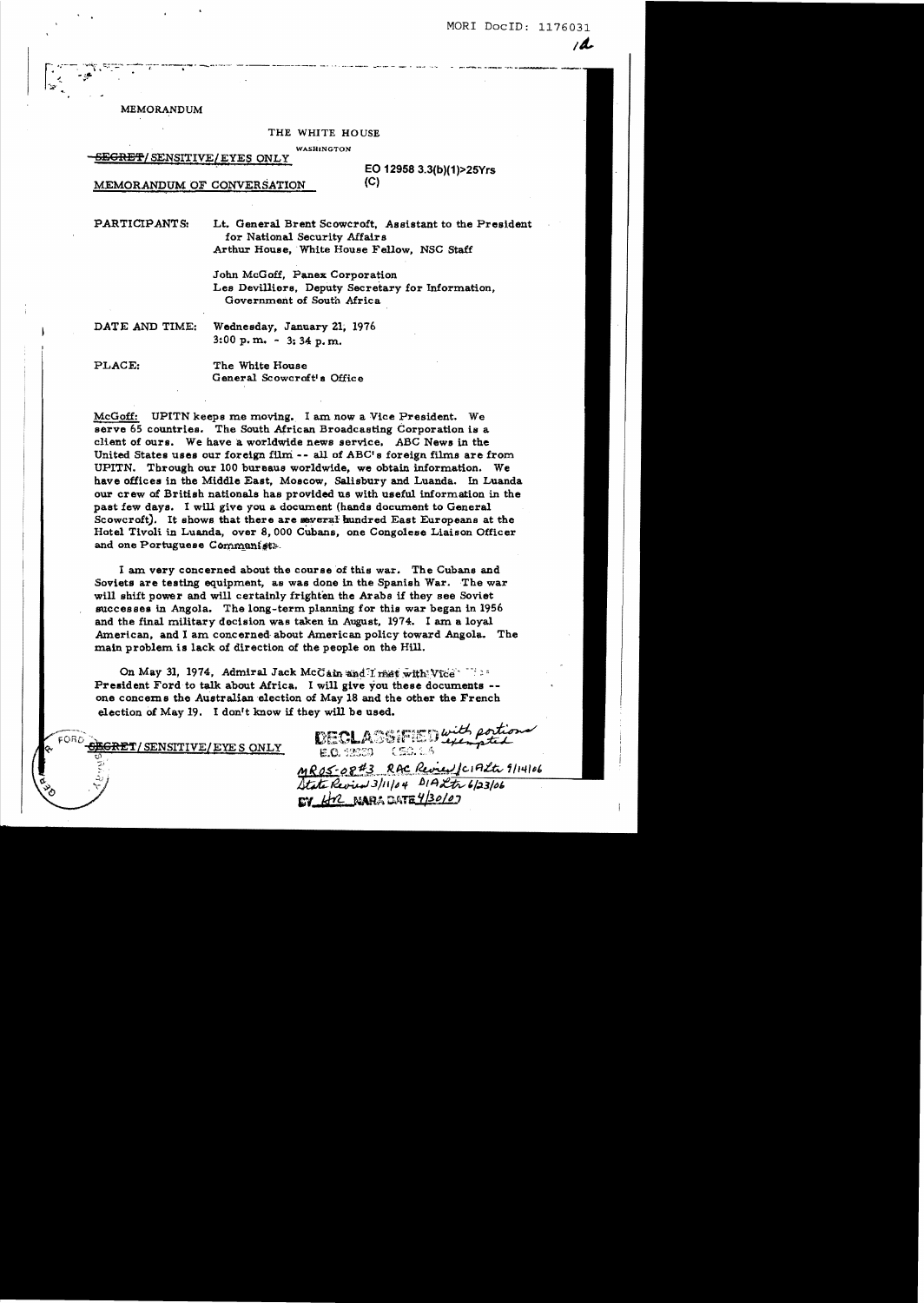MORI DocID: 1176031

MEMORANDUM

THE WHITE HOUSE

WASHINGTON

~~SECRET~~/ SENSITIVE/EYES ONLY

EO 12958 3.3(b)(1)>25Yrs
(C)

MEMORANDUM OF CONVERSATION

PARTICIPANTS: Lt. General Brent Scowcroft, Assistant to the President for National Security Affairs
Arthur House, White House Fellow, NSC Staff

John McGoff, Panex Corporation
Les Devilliers, Deputy Secretary for Information, Government of South Africa

DATE AND TIME: Wednesday, January 21, 1976
3:00 p.m. - 3:34 p.m.

PLACE: The White House
General Scowcroft's Office

McGoff: UPITN keeps me moving. I am now a Vice President. We serve 65 countries. The South African Broadcasting Corporation is a client of ours. We have a worldwide news service. ABC News in the United States uses our foreign film -- all of ABC's foreign films are from UPITN. Through our 100 bureaus worldwide, we obtain information. We have offices in the Middle East, Moscow, Salisbury and Luanda. In Luanda our crew of British nationals has provided us with useful information in the past few days. I will give you a document (hands document to General Scowcroft). It shows that there are several hundred East Europeans at the Hotel Tivoli in Luanda, over 8,000 Cubans, one Congolese Liaison Officer and one Portuguese Communist.

I am very concerned about the course of this war. The Cubans and Soviets are testing equipment, as was done in the Spanish War. The war will shift power and will certainly frighten the Arabs if they see Soviet successes in Angola. The long-term planning for this war began in 1956 and the final military decision was taken in August, 1974. I am a loyal American, and I am concerned about American policy toward Angola. The main problem is lack of direction of the people on the Hill.

On May 31, 1974, Admiral Jack McCain and I met with Vice President Ford to talk about Africa. I will give you these documents -- one concerns the Australian election of May 18 and the other the French election of May 19. I don't know if they will be used.

~~SECRET~~/ SENSITIVE/EYES ONLY

DECLASSIFIED with portions exempted
E.O. 12958 SEC. 3.6
MR05-08#3 RAC Review/CIA Ltr 9/14/06
State Review 3/11/04 DIA Ltr 6/23/06
BY HR NARA DATE 4/30/07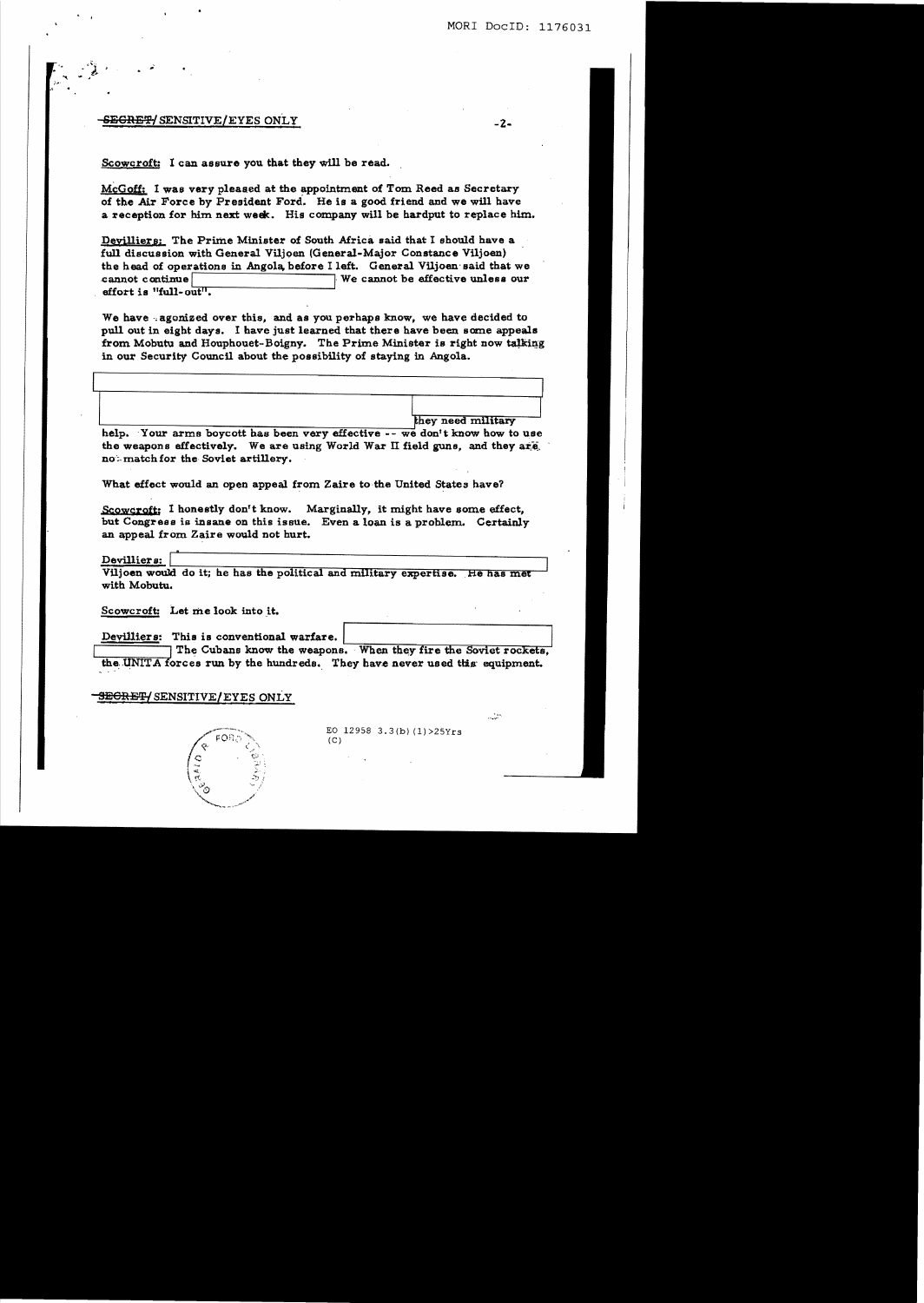SECRET/SENSITIVE/EYES ONLY

**Scowcroft:** I can assure you that they will be read.

**McGoff:** I was very pleased at the appointment of Tom Reed as Secretary of the Air Force by President Ford. He is a good friend and we will have a reception for him next week. His company will be hardput to replace him.

**Devilliers:** The Prime Minister of South Africa said that I should have a full discussion with General Viljoen (General-Major Constance Viljoen) the head of operations in Angola, before I left. General Viljoen said that we cannot continue [ ] We cannot be effective unless our effort is "full-out".

We have agonized over this, and as you perhaps know, we have decided to pull out in eight days. I have just learned that there have been some appeals from Mobutu and Houphouet-Boigny. The Prime Minister is right now talking in our Security Council about the possibility of staying in Angola.

[ ] they need military help. Your arms boycott has been very effective -- we don't know how to use the weapons effectively. We are using World War II field guns, and they are no match for the Soviet artillery.

What effect would an open appeal from Zaire to the United States have?

**Scowcroft:** I honestly don't know. Marginally, it might have some effect, but Congress is insane on this issue. Even a loan is a problem. Certainly an appeal from Zaire would not hurt.

**Devilliers:** [ ] Viljoen would do it; he has the political and military expertise. He has met with Mobutu.

**Scowcroft:** Let me look into it.

**Devilliers:** This is conventional warfare. [ ] The Cubans know the weapons. When they fire the Soviet rockets, the UNITA forces run by the hundreds. They have never used this equipment.

SECRET/SENSITIVE/EYES ONLY

EO 12958 3.3(b)(1)>25Yrs
(C)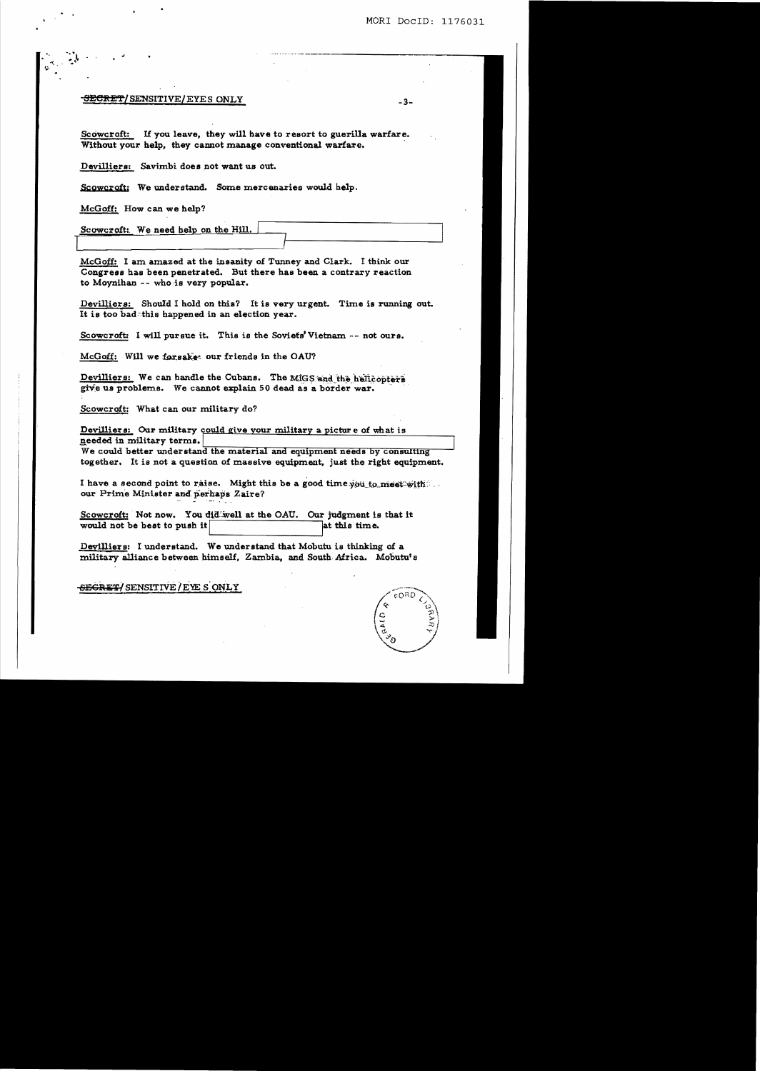~~SECRET~~/SENSITIVE/EYES ONLY

Scowcroft: If you leave, they will have to resort to guerilla warfare. Without your help, they cannot manage conventional warfare.

Devilliers: Savimbi does not want us out.

Scowcroft: We understand. Some mercenaries would help.

McGoff: How can we help?

Scowcroft: We need help on the Hill.

McGoff: I am amazed at the insanity of Tunney and Clark. I think our Congress has been penetrated. But there has been a contrary reaction to Moynihan -- who is very popular.

Devilliers: Should I hold on this? It is very urgent. Time is running out. It is too bad this happened in an election year.

Scowcroft: I will pursue it. This is the Soviets' Vietnam -- not ours.

McGoff: Will we forsake our friends in the OAU?

Devilliers: We can handle the Cubans. The MIGS and the helicopters give us problems. We cannot explain 50 dead as a border war.

Scowcroft: What can our military do?

Devilliers: Our military could give your military a picture of what is needed in military terms.
We could better understand the material and equipment needs by consulting together. It is not a question of massive equipment, just the right equipment.

I have a second point to raise. Might this be a good time you to meet with our Prime Minister and perhaps Zaire?

Scowcroft: Not now. You did well at the OAU. Our judgment is that it would not be best to push it at this time.

Devilliers: I understand. We understand that Mobutu is thinking of a military alliance between himself, Zambia, and South Africa. Mobutu's

~~SECRET~~/SENSITIVE/EYES ONLY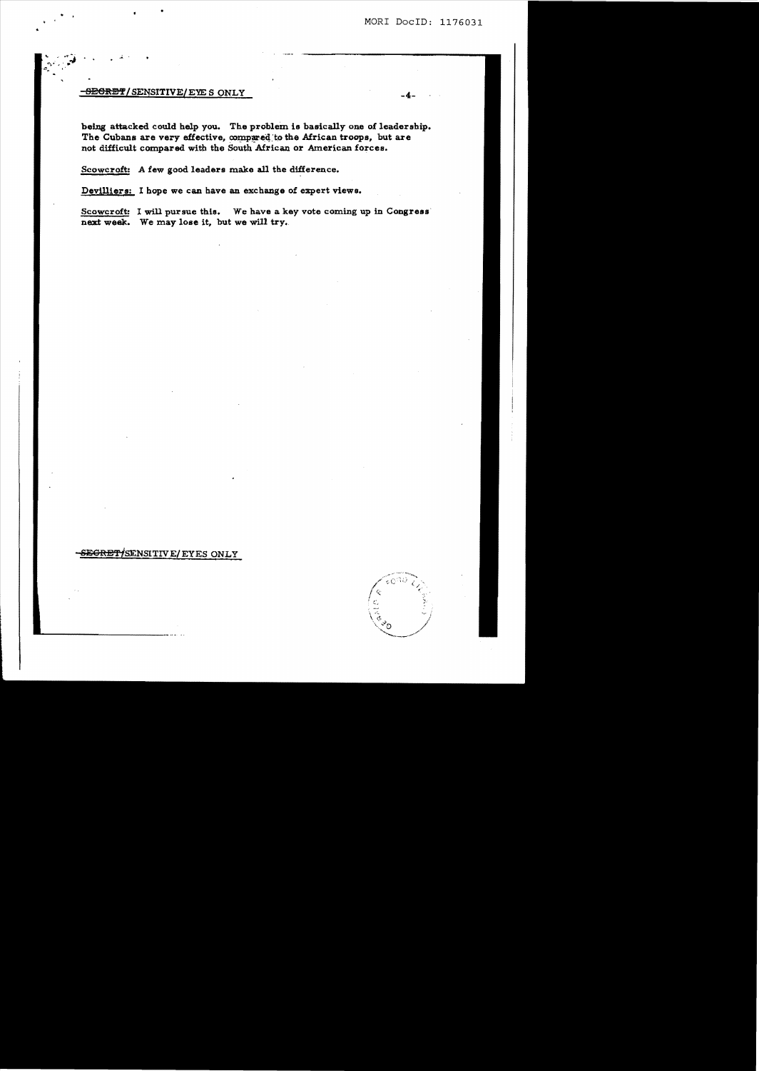being attacked could help you. The problem is basically one of leadership. The Cubans are very effective, compared to the African troops, but are not difficult compared with the South African or American forces.

Scowcroft: A few good leaders make all the difference.

Devilliers: I hope we can have an exchange of expert views.

Scowcroft: I will pursue this. We have a key vote coming up in Congress next week. We may lose it, but we will try.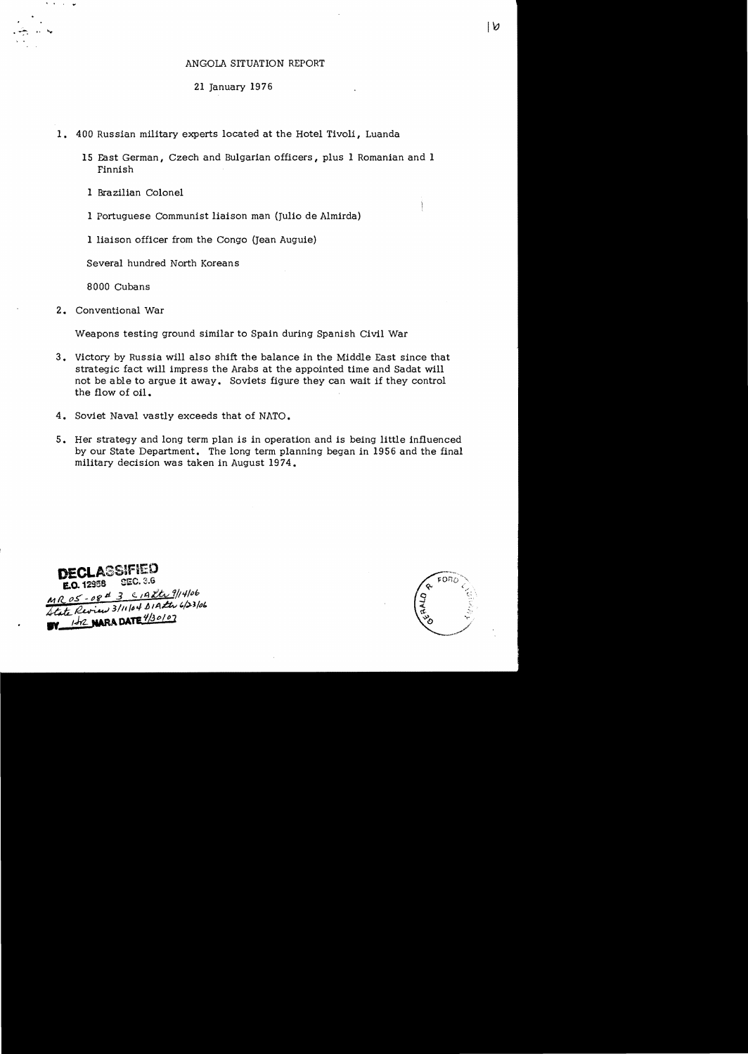ANGOLA SITUATION REPORT

21 January 1976

1. 400 Russian military experts located at the Hotel Tivoli, Luanda

   15 East German, Czech and Bulgarian officers, plus 1 Romanian and 1 Finnish

   1 Brazilian Colonel

   1 Portuguese Communist liaison man (Julio de Almirda)

   1 liaison officer from the Congo (Jean Auguie)

   Several hundred North Koreans

   8000 Cubans

2. Conventional War

   Weapons testing ground similar to Spain during Spanish Civil War

3. Victory by Russia will also shift the balance in the Middle East since that strategic fact will impress the Arabs at the appointed time and Sadat will not be able to argue it away. Soviets figure they can wait if they control the flow of oil.

4. Soviet Naval vastly exceeds that of NATO.

5. Her strategy and long term plan is in operation and is being little influenced by our State Department. The long term planning began in 1956 and the final military decision was taken in August 1974.

DECLASSIFIED
E.O. 12958 SEC. 3.6
MR 05-08 # 3 CIA ltr 9/14/06
State Review 3/11/04 DIA ltr 6/23/06
BY ldz NARA DATE 4/30/07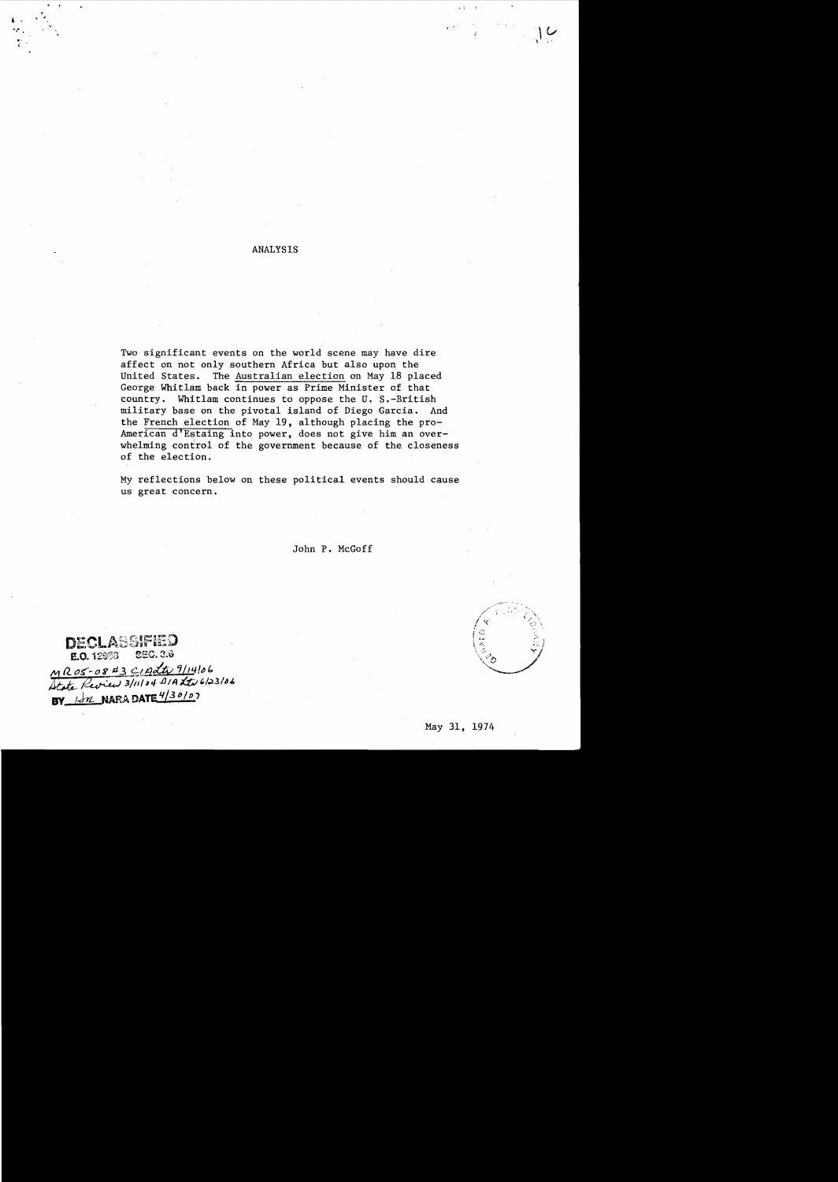# ANALYSIS

Two significant events on the world scene may have dire affect on not only southern Africa but also upon the United States. The Australian election on May 18 placed George Whitlam back in power as Prime Minister of that country. Whitlam continues to oppose the U. S.-British military base on the pivotal island of Diego Garcia. And the French election of May 19, although placing the pro-American d'Estaing into power, does not give him an overwhelming control of the government because of the closeness of the election.

My reflections below on these political events should cause us great concern.

John P. McGoff

DECLASSIFIED
E.O. 12958 SEC. 3.6
MR 05-08 #3 CIA ltr 9/14/06
State Review 3/11/04 DIA ltr 6/23/06
BY NARA DATE 4/30/07

May 31, 1974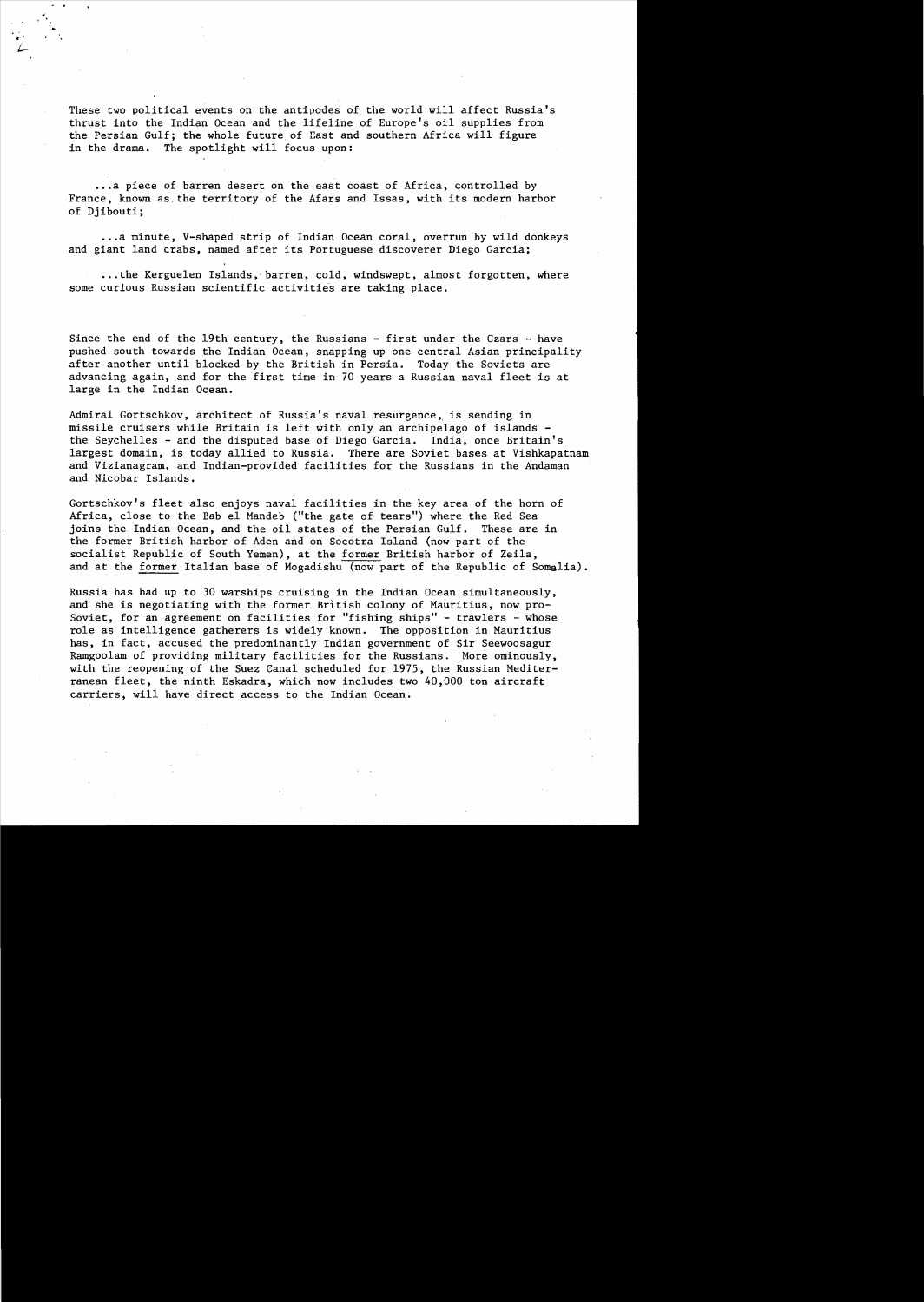These two political events on the antipodes of the world will affect Russia's thrust into the Indian Ocean and the lifeline of Europe's oil supplies from the Persian Gulf; the whole future of East and southern Africa will figure in the drama. The spotlight will focus upon:

...a piece of barren desert on the east coast of Africa, controlled by France, known as the territory of the Afars and Issas, with its modern harbor of Djibouti;

...a minute, V-shaped strip of Indian Ocean coral, overrun by wild donkeys and giant land crabs, named after its Portuguese discoverer Diego Garcia;

...the Kerguelen Islands, barren, cold, windswept, almost forgotten, where some curious Russian scientific activities are taking place.

Since the end of the 19th century, the Russians - first under the Czars - have pushed south towards the Indian Ocean, snapping up one central Asian principality after another until blocked by the British in Persia. Today the Soviets are advancing again, and for the first time in 70 years a Russian naval fleet is at large in the Indian Ocean.

Admiral Gortschkov, architect of Russia's naval resurgence, is sending in missile cruisers while Britain is left with only an archipelago of islands - the Seychelles - and the disputed base of Diego Garcia. India, once Britain's largest domain, is today allied to Russia. There are Soviet bases at Vishkapatnam and Vizianagram, and Indian-provided facilities for the Russians in the Andaman and Nicobar Islands.

Gortschkov's fleet also enjoys naval facilities in the key area of the horn of Africa, close to the Bab el Mandeb ("the gate of tears") where the Red Sea joins the Indian Ocean, and the oil states of the Persian Gulf. These are in the former British harbor of Aden and on Socotra Island (now part of the socialist Republic of South Yemen), at the former British harbor of Zeila, and at the former Italian base of Mogadishu (now part of the Republic of Somalia).

Russia has had up to 30 warships cruising in the Indian Ocean simultaneously, and she is negotiating with the former British colony of Mauritius, now pro-Soviet, for an agreement on facilities for "fishing ships" - trawlers - whose role as intelligence gatherers is widely known. The opposition in Mauritius has, in fact, accused the predominantly Indian government of Sir Seewoosagur Ramgoolam of providing military facilities for the Russians. More ominously, with the reopening of the Suez Canal scheduled for 1975, the Russian Mediterranean fleet, the ninth Eskadra, which now includes two 40,000 ton aircraft carriers, will have direct access to the Indian Ocean.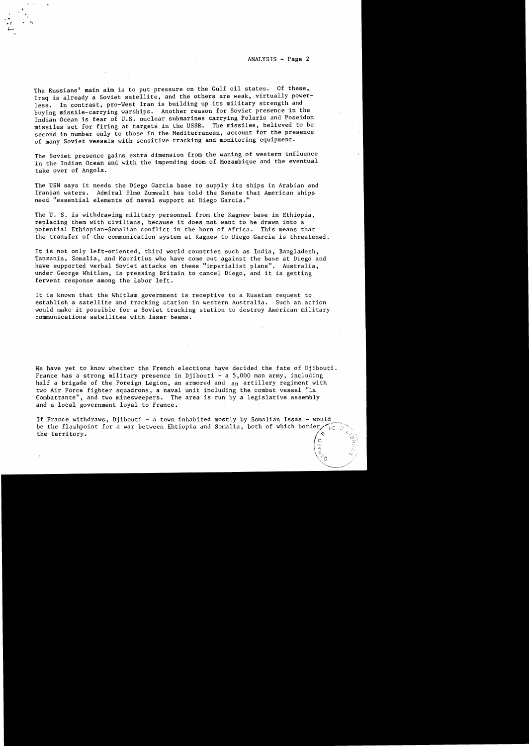The Russians' main aim is to put pressure on the Gulf oil states. Of these, Iraq is already a Soviet satellite, and the others are weak, virtually powerless. In contrast, pro-West Iran is building up its military strength and buying missile-carrying warships. Another reason for Soviet presence in the Indian Ocean is fear of U.S. nuclear submarines carrying Polaris and Poseidon missiles set for firing at targets in the USSR. The missiles, believed to be second in number only to those in the Mediterranean, account for the presence of many Soviet vessels with sensitive tracking and monitoring equipment.

The Soviet presence gains extra dimension from the waning of western influence in the Indian Ocean and with the impending doom of Mozambique and the eventual take over of Angola.

The USN says it needs the Diego Garcia base to supply its ships in Arabian and Iranian waters. Admiral Elmo Zumwalt has told the Senate that American ships need "essential elements of naval support at Diego Garcia."

The U. S. is withdrawing military personnel from the Kagnew base in Ethiopia, replacing them with civilians, because it does not want to be drawn into a potential Ethiopian-Somalian conflict in the horn of Africa. This means that the transfer of the communication system at Kagnew to Diego Garcia is threatened.

It is not only left-oriented, third world countries such as India, Bangladesh, Tanzania, Somalia, and Mauritius who have come out against the base at Diego and have supported verbal Soviet attacks on these "imperialist plans". Australia, under George Whitlam, is pressing Britain to cancel Diego, and it is getting fervent response among the Labor left.

It is known that the Whitlam government is receptive to a Russian request to establish a satellite and tracking station in western Australia. Such an action would make it possible for a Soviet tracking station to destroy American military communications satellites with laser beams.

We have yet to know whether the French elections have decided the fate of Djibouti. France has a strong military presence in Djibouti - a 5,000 man army, including half a brigade of the Foreign Legion, an armored and an artillery regiment with two Air Force fighter squadrons, a naval unit including the combat vessel "La Combattante", and two minesweepers. The area is run by a legislative assembly and a local government loyal to France.

If France withdraws, Djibouti - a town inhabited mostly by Somalian Issas - would be the flashpoint for a war between Ehtiopia and Somalia, both of which border the territory.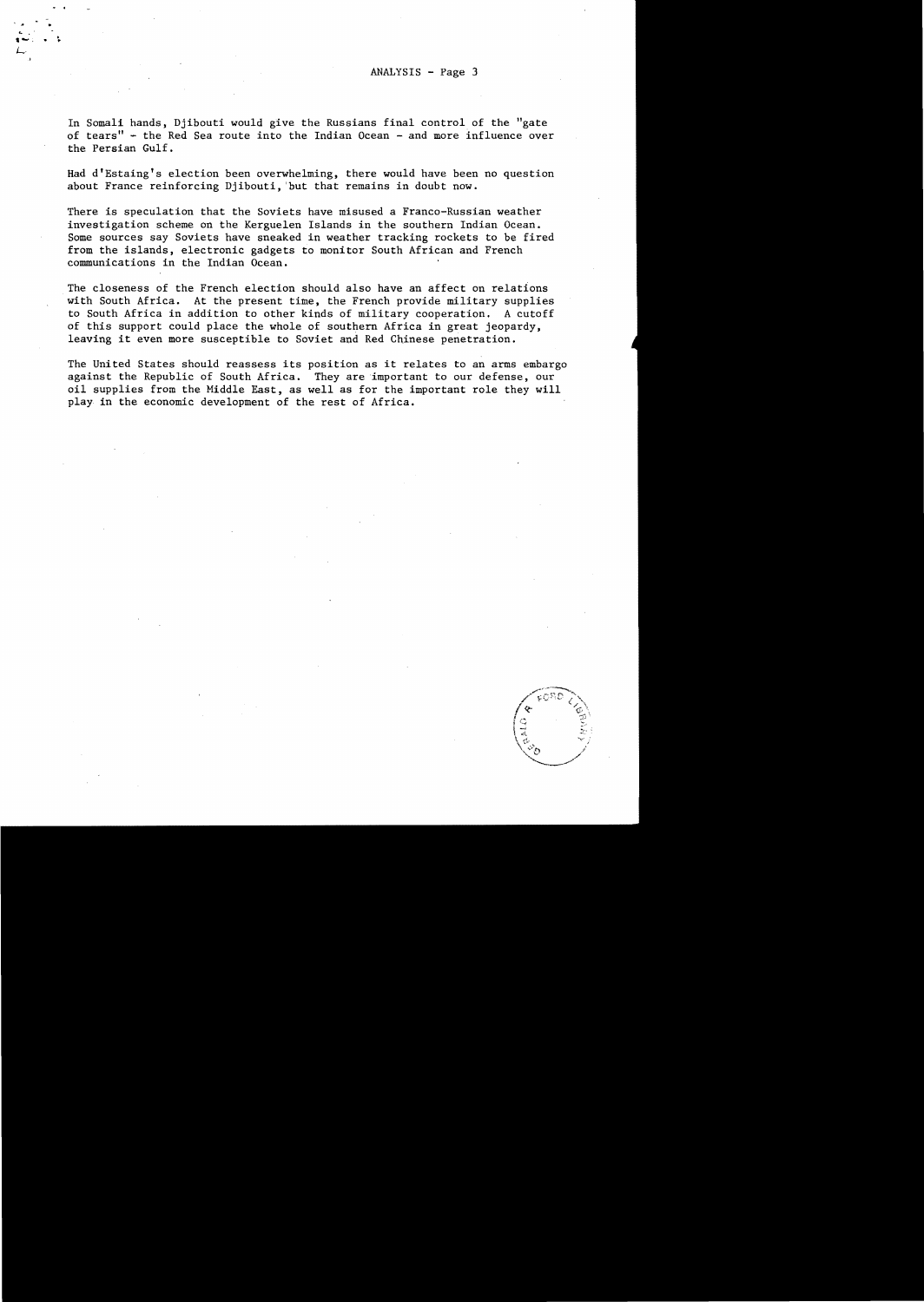In Somali hands, Djibouti would give the Russians final control of the "gate of tears" - the Red Sea route into the Indian Ocean - and more influence over the Persian Gulf.

Had d'Estaing's election been overwhelming, there would have been no question about France reinforcing Djibouti, but that remains in doubt now.

There is speculation that the Soviets have misused a Franco-Russian weather investigation scheme on the Kerguelen Islands in the southern Indian Ocean. Some sources say Soviets have sneaked in weather tracking rockets to be fired from the islands, electronic gadgets to monitor South African and French communications in the Indian Ocean.

The closeness of the French election should also have an affect on relations with South Africa. At the present time, the French provide military supplies to South Africa in addition to other kinds of military cooperation. A cutoff of this support could place the whole of southern Africa in great jeopardy, leaving it even more susceptible to Soviet and Red Chinese penetration.

The United States should reassess its position as it relates to an arms embargo against the Republic of South Africa. They are important to our defense, our oil supplies from the Middle East, as well as for the important role they will play in the economic development of the rest of Africa.